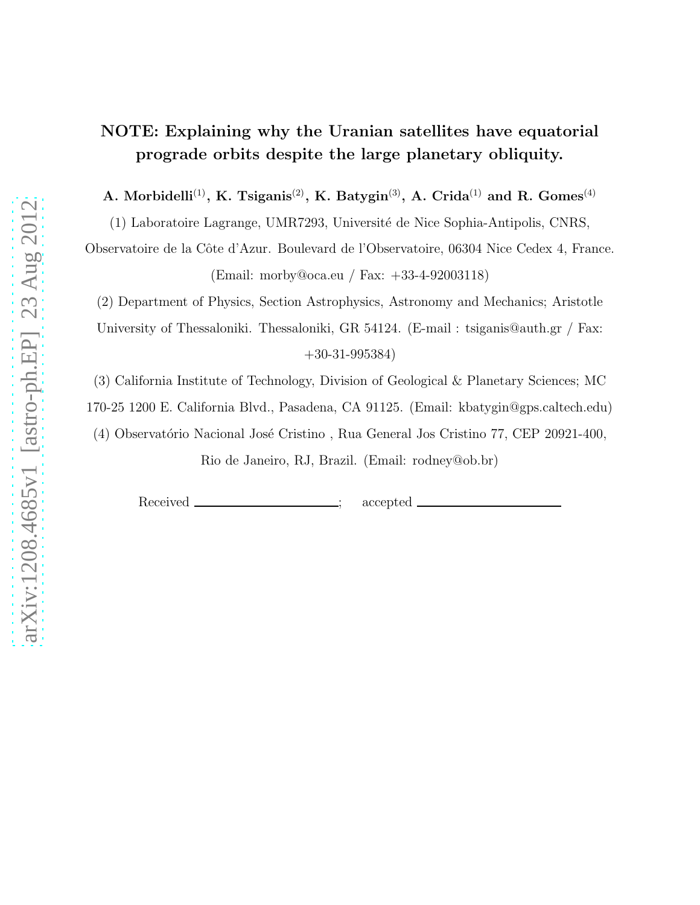# NOTE: Explaining why the Uranian satellites have equatorial prograde orbits despite the large planetary obliquity.

**A. Morbidelli[1], K. Tsiganis[2], K. Batygin[3], A. Crida[1] and R. Gomes[4]**

(1) Laboratoire Lagrange, UMR7293, Université de Nice Sophia-Antipolis, CNRS, Observatoire de la Côte d'Azur. Boulevard de l'Observatoire, 06304 Nice Cedex 4, France. (Email: morby@oca.eu / Fax: +33-4-92003118)

(2) Department of Physics, Section Astrophysics, Astronomy and Mechanics; Aristotle University of Thessaloniki. Thessaloniki, GR 54124. (E-mail : tsiganis@auth.gr / Fax: +30-31-995384)

(3) California Institute of Technology, Division of Geological & Planetary Sciences; MC 170-25 1200 E. California Blvd., Pasadena, CA 91125. (Email: kbatygin@gps.caltech.edu)

(4) Observatório Nacional José Cristino , Rua General Jos Cristino 77, CEP 20921-400, Rio de Janeiro, RJ, Brazil. (Email: rodney@ob.br)

Received ______________________; accepted ______________________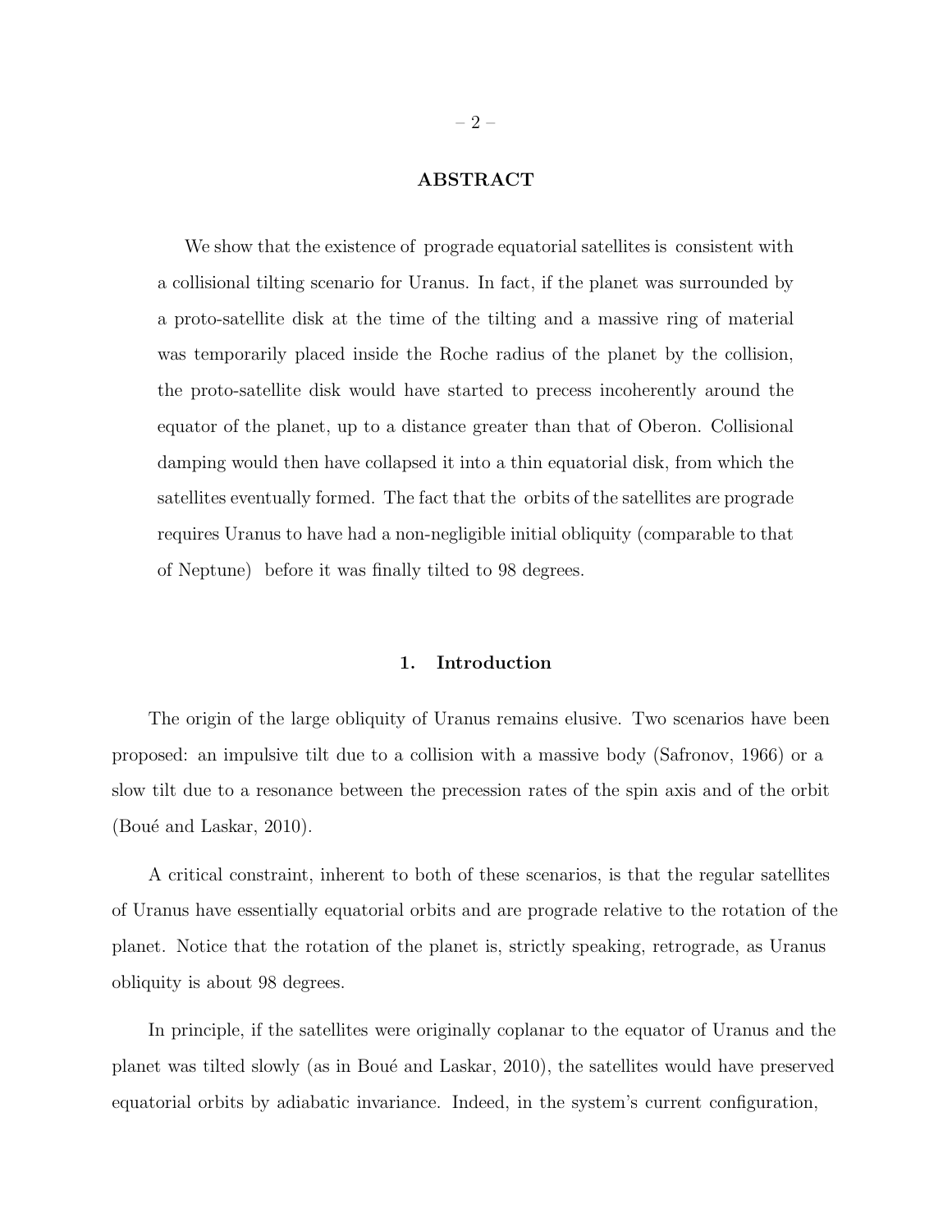## ABSTRACT

We show that the existence of prograde equatorial satellites is consistent with a collisional tilting scenario for Uranus. In fact, if the planet was surrounded by a proto-satellite disk at the time of the tilting and a massive ring of material was temporarily placed inside the Roche radius of the planet by the collision, the proto-satellite disk would have started to precess incoherently around the equator of the planet, up to a distance greater than that of Oberon. Collisional damping would then have collapsed it into a thin equatorial disk, from which the satellites eventually formed. The fact that the orbits of the satellites are prograde requires Uranus to have had a non-negligible initial obliquity (comparable to that of Neptune) before it was finally tilted to 98 degrees.

## 1. Introduction

The origin of the large obliquity of Uranus remains elusive. Two scenarios have been proposed: an impulsive tilt due to a collision with a massive body (Safronov, 1966) or a slow tilt due to a resonance between the precession rates of the spin axis and of the orbit (Boué and Laskar, 2010).

A critical constraint, inherent to both of these scenarios, is that the regular satellites of Uranus have essentially equatorial orbits and are prograde relative to the rotation of the planet. Notice that the rotation of the planet is, strictly speaking, retrograde, as Uranus obliquity is about 98 degrees.

In principle, if the satellites were originally coplanar to the equator of Uranus and the planet was tilted slowly (as in Boué and Laskar, 2010), the satellites would have preserved equatorial orbits by adiabatic invariance. Indeed, in the system's current configuration,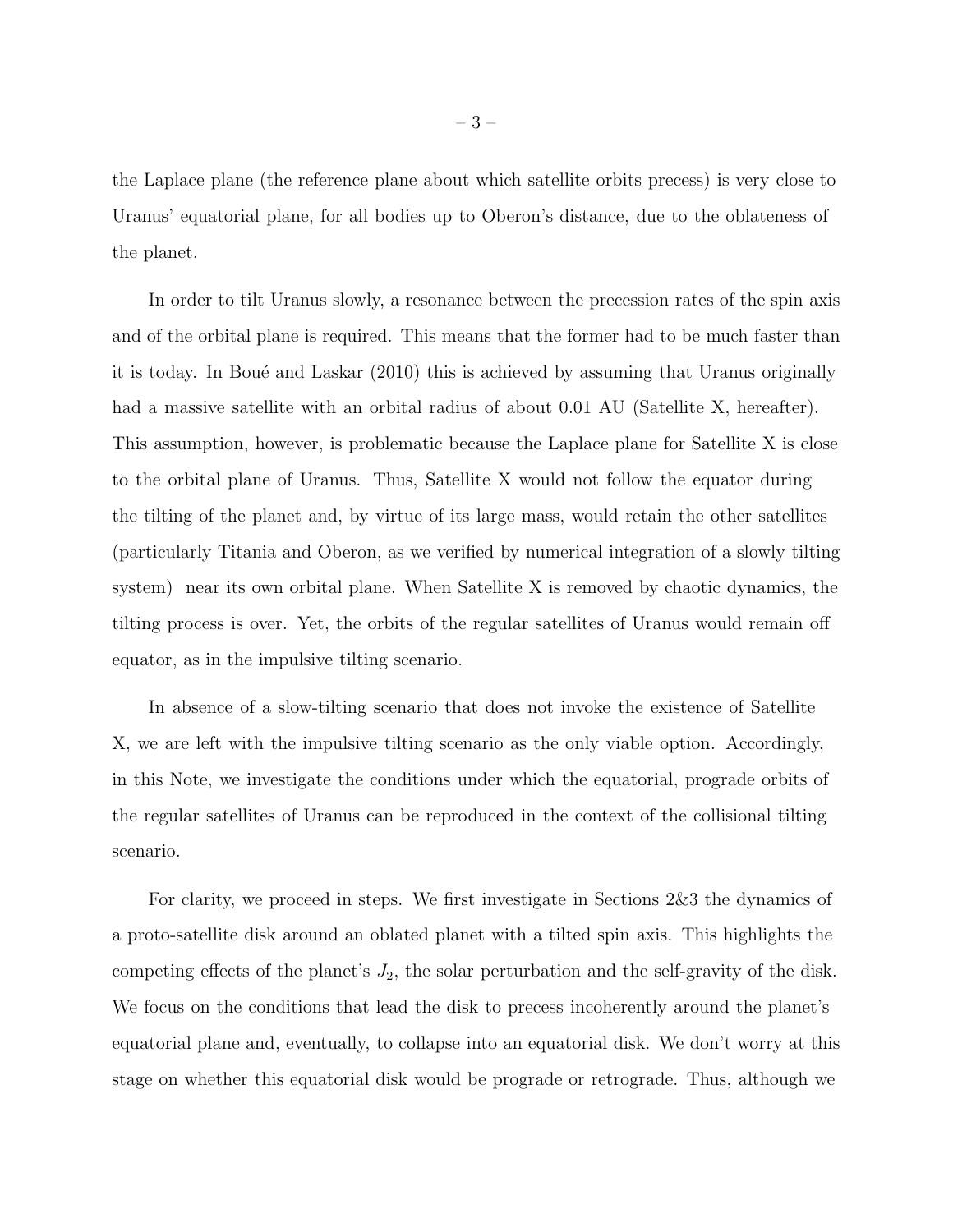the Laplace plane (the reference plane about which satellite orbits precess) is very close to Uranus' equatorial plane, for all bodies up to Oberon's distance, due to the oblateness of the planet.

In order to tilt Uranus slowly, a resonance between the precession rates of the spin axis and of the orbital plane is required. This means that the former had to be much faster than it is today. In Boué and Laskar (2010) this is achieved by assuming that Uranus originally had a massive satellite with an orbital radius of about 0.01 AU (Satellite X, hereafter). This assumption, however, is problematic because the Laplace plane for Satellite X is close to the orbital plane of Uranus. Thus, Satellite X would not follow the equator during the tilting of the planet and, by virtue of its large mass, would retain the other satellites (particularly Titania and Oberon, as we verified by numerical integration of a slowly tilting system) near its own orbital plane. When Satellite X is removed by chaotic dynamics, the tilting process is over. Yet, the orbits of the regular satellites of Uranus would remain off equator, as in the impulsive tilting scenario.

In absence of a slow-tilting scenario that does not invoke the existence of Satellite X, we are left with the impulsive tilting scenario as the only viable option. Accordingly, in this Note, we investigate the conditions under which the equatorial, prograde orbits of the regular satellites of Uranus can be reproduced in the context of the collisional tilting scenario.

For clarity, we proceed in steps. We first investigate in Sections 2&3 the dynamics of a proto-satellite disk around an oblated planet with a tilted spin axis. This highlights the competing effects of the planet's $J_2$, the solar perturbation and the self-gravity of the disk. We focus on the conditions that lead the disk to precess incoherently around the planet's equatorial plane and, eventually, to collapse into an equatorial disk. We don't worry at this stage on whether this equatorial disk would be prograde or retrograde. Thus, although we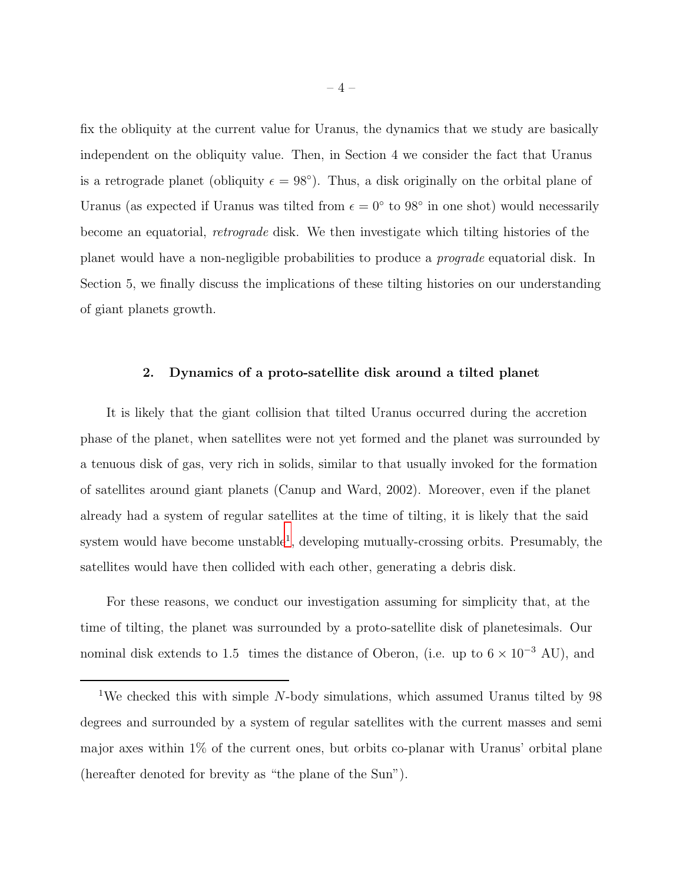fix the obliquity at the current value for Uranus, the dynamics that we study are basically independent on the obliquity value. Then, in Section 4 we consider the fact that Uranus is a retrograde planet (obliquity $\epsilon = 98^{\circ}$). Thus, a disk originally on the orbital plane of Uranus (as expected if Uranus was tilted from $\epsilon = 0^{\circ}$ to $98^{\circ}$ in one shot) would necessarily become an equatorial, *retrograde* disk. We then investigate which tilting histories of the planet would have a non-negligible probabilities to produce a *prograde* equatorial disk. In Section 5, we finally discuss the implications of these tilting histories on our understanding of giant planets growth.

## 2. Dynamics of a proto-satellite disk around a tilted planet

It is likely that the giant collision that tilted Uranus occurred during the accretion phase of the planet, when satellites were not yet formed and the planet was surrounded by a tenuous disk of gas, very rich in solids, similar to that usually invoked for the formation of satellites around giant planets (Canup and Ward, 2002). Moreover, even if the planet already had a system of regular satellites at the time of tilting, it is likely that the said system would have become unstable[1], developing mutually-crossing orbits. Presumably, the satellites would have then collided with each other, generating a debris disk.

For these reasons, we conduct our investigation assuming for simplicity that, at the time of tilting, the planet was surrounded by a proto-satellite disk of planetesimals. Our nominal disk extends to 1.5 times the distance of Oberon, (i.e. up to $6 \times 10^{-3}$ AU), and

---

[1] We checked this with simple $N$-body simulations, which assumed Uranus tilted by 98 degrees and surrounded by a system of regular satellites with the current masses and semi major axes within 1% of the current ones, but orbits co-planar with Uranus' orbital plane (hereafter denoted for brevity as "the plane of the Sun").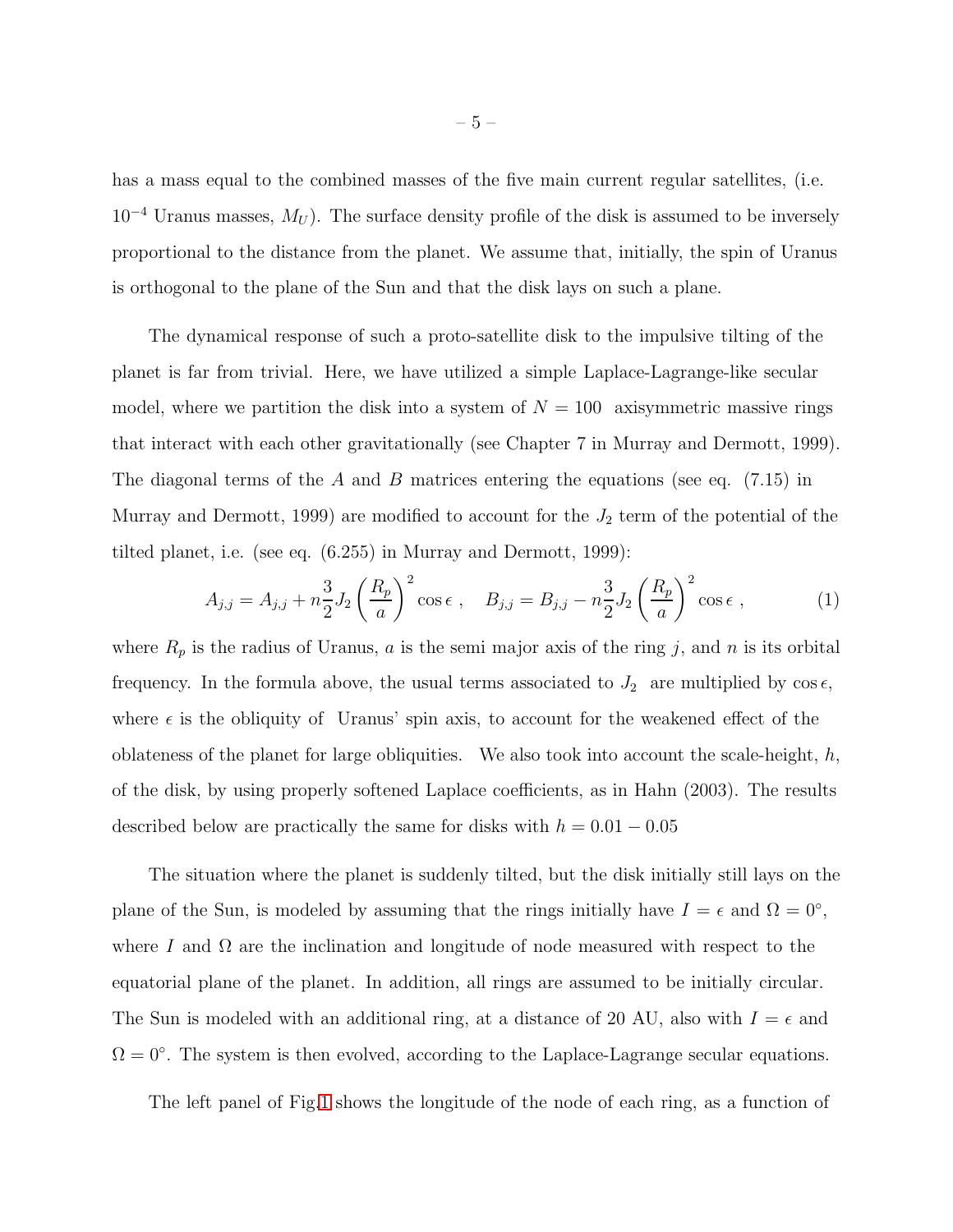has a mass equal to the combined masses of the five main current regular satellites, (i.e. $10^{-4}$ Uranus masses, $M_U$). The surface density profile of the disk is assumed to be inversely proportional to the distance from the planet. We assume that, initially, the spin of Uranus is orthogonal to the plane of the Sun and that the disk lays on such a plane.

The dynamical response of such a proto-satellite disk to the impulsive tilting of the planet is far from trivial. Here, we have utilized a simple Laplace-Lagrange-like secular model, where we partition the disk into a system of $N = 100$ axisymmetric massive rings that interact with each other gravitationally (see Chapter 7 in Murray and Dermott, 1999). The diagonal terms of the $A$ and $B$ matrices entering the equations (see eq. (7.15) in Murray and Dermott, 1999) are modified to account for the $J_2$ term of the potential of the tilted planet, i.e. (see eq. (6.255) in Murray and Dermott, 1999):

$$A_{j,j} = A_{j,j} + n\frac{3}{2}J_2\left(\frac{R_p}{a}\right)^2\cos\epsilon\ , \quad B_{j,j} = B_{j,j} - n\frac{3}{2}J_2\left(\frac{R_p}{a}\right)^2\cos\epsilon\ , \tag{1}$$

where $R_p$ is the radius of Uranus, $a$ is the semi major axis of the ring $j$, and $n$ is its orbital frequency. In the formula above, the usual terms associated to $J_2$ are multiplied by $\cos\epsilon$, where $\epsilon$ is the obliquity of Uranus' spin axis, to account for the weakened effect of the oblateness of the planet for large obliquities. We also took into account the scale-height, $h$, of the disk, by using properly softened Laplace coefficients, as in Hahn (2003). The results described below are practically the same for disks with $h = 0.01 - 0.05$

The situation where the planet is suddenly tilted, but the disk initially still lays on the plane of the Sun, is modeled by assuming that the rings initially have $I = \epsilon$ and $\Omega = 0°$, where $I$ and $\Omega$ are the inclination and longitude of node measured with respect to the equatorial plane of the planet. In addition, all rings are assumed to be initially circular. The Sun is modeled with an additional ring, at a distance of 20 AU, also with $I = \epsilon$ and $\Omega = 0°$. The system is then evolved, according to the Laplace-Lagrange secular equations.

The left panel of Fig.1 shows the longitude of the node of each ring, as a function of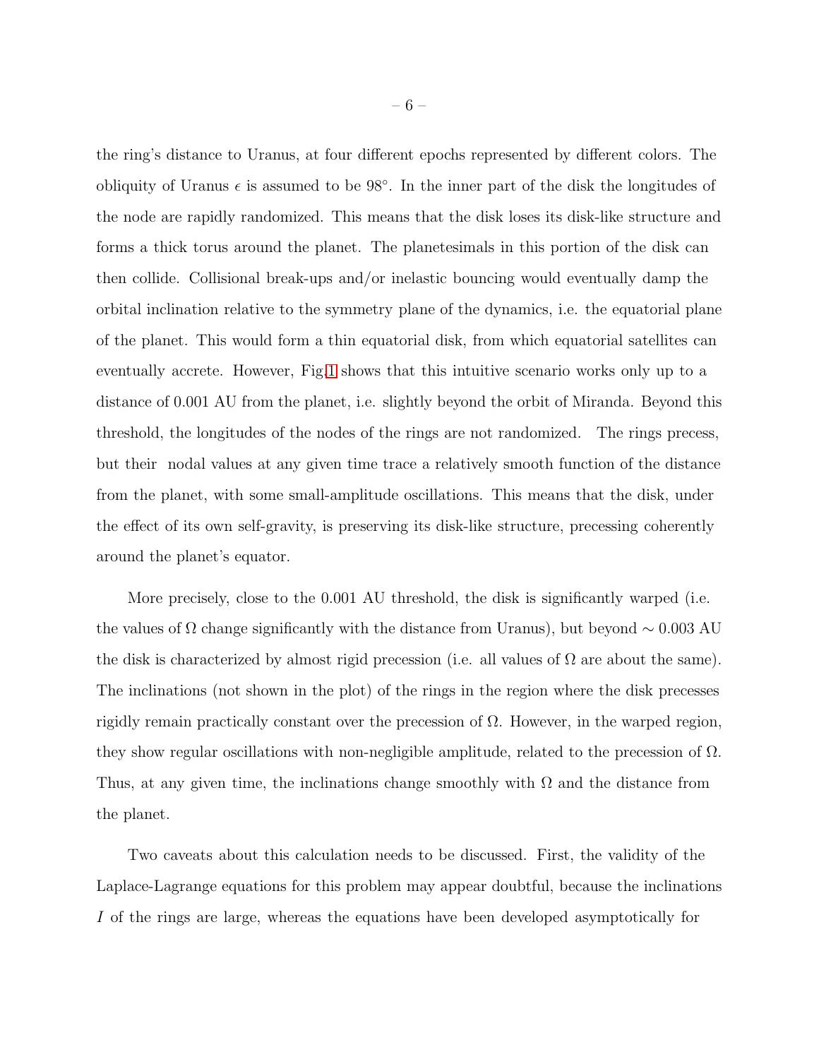the ring's distance to Uranus, at four different epochs represented by different colors. The obliquity of Uranus $\epsilon$ is assumed to be 98°. In the inner part of the disk the longitudes of the node are rapidly randomized. This means that the disk loses its disk-like structure and forms a thick torus around the planet. The planetesimals in this portion of the disk can then collide. Collisional break-ups and/or inelastic bouncing would eventually damp the orbital inclination relative to the symmetry plane of the dynamics, i.e. the equatorial plane of the planet. This would form a thin equatorial disk, from which equatorial satellites can eventually accrete. However, Fig.1 shows that this intuitive scenario works only up to a distance of 0.001 AU from the planet, i.e. slightly beyond the orbit of Miranda. Beyond this threshold, the longitudes of the nodes of the rings are not randomized. The rings precess, but their nodal values at any given time trace a relatively smooth function of the distance from the planet, with some small-amplitude oscillations. This means that the disk, under the effect of its own self-gravity, is preserving its disk-like structure, precessing coherently around the planet's equator.

More precisely, close to the 0.001 AU threshold, the disk is significantly warped (i.e. the values of $\Omega$ change significantly with the distance from Uranus), but beyond $\sim 0.003$ AU the disk is characterized by almost rigid precession (i.e. all values of $\Omega$ are about the same). The inclinations (not shown in the plot) of the rings in the region where the disk precesses rigidly remain practically constant over the precession of $\Omega$. However, in the warped region, they show regular oscillations with non-negligible amplitude, related to the precession of $\Omega$. Thus, at any given time, the inclinations change smoothly with $\Omega$ and the distance from the planet.

Two caveats about this calculation needs to be discussed. First, the validity of the Laplace-Lagrange equations for this problem may appear doubtful, because the inclinations $I$ of the rings are large, whereas the equations have been developed asymptotically for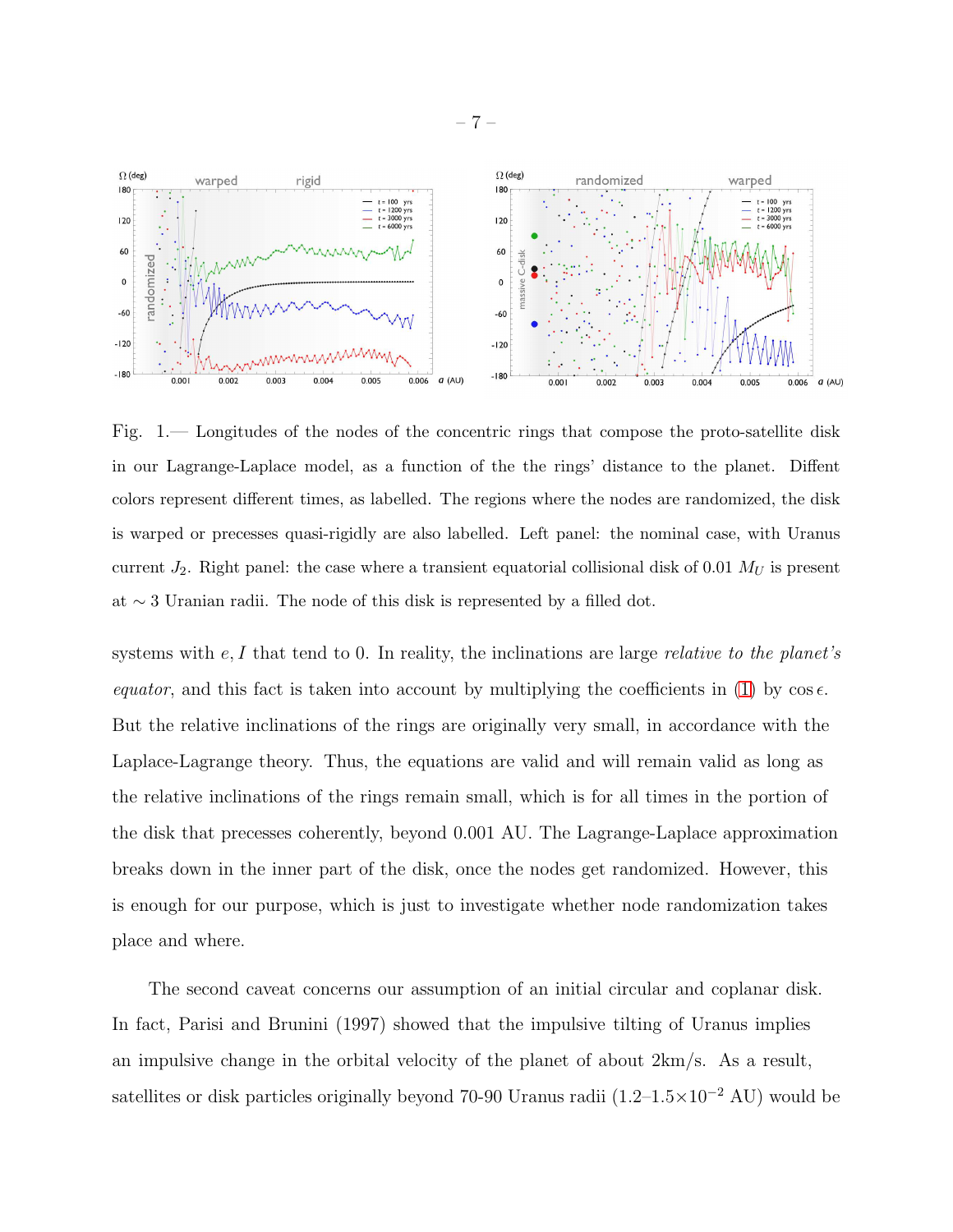Fig. 1.— Longitudes of the nodes of the concentric rings that compose the proto-satellite disk in our Lagrange-Laplace model, as a function of the the rings' distance to the planet. Diffent colors represent different times, as labelled. The regions where the nodes are randomized, the disk is warped or precesses quasi-rigidly are also labelled. Left panel: the nominal case, with Uranus current $J_2$. Right panel: the case where a transient equatorial collisional disk of 0.01 $M_U$ is present at $\sim 3$ Uranian radii. The node of this disk is represented by a filled dot.

systems with $e, I$ that tend to 0. In reality, the inclinations are large *relative to the planet's equator*, and this fact is taken into account by multiplying the coefficients in (1) by $\cos \epsilon$. But the relative inclinations of the rings are originally very small, in accordance with the Laplace-Lagrange theory. Thus, the equations are valid and will remain valid as long as the relative inclinations of the rings remain small, which is for all times in the portion of the disk that precesses coherently, beyond 0.001 AU. The Lagrange-Laplace approximation breaks down in the inner part of the disk, once the nodes get randomized. However, this is enough for our purpose, which is just to investigate whether node randomization takes place and where.

The second caveat concerns our assumption of an initial circular and coplanar disk. In fact, Parisi and Brunini (1997) showed that the impulsive tilting of Uranus implies an impulsive change in the orbital velocity of the planet of about 2km/s. As a result, satellites or disk particles originally beyond 70-90 Uranus radii (1.2–1.5$\times 10^{-2}$ AU) would be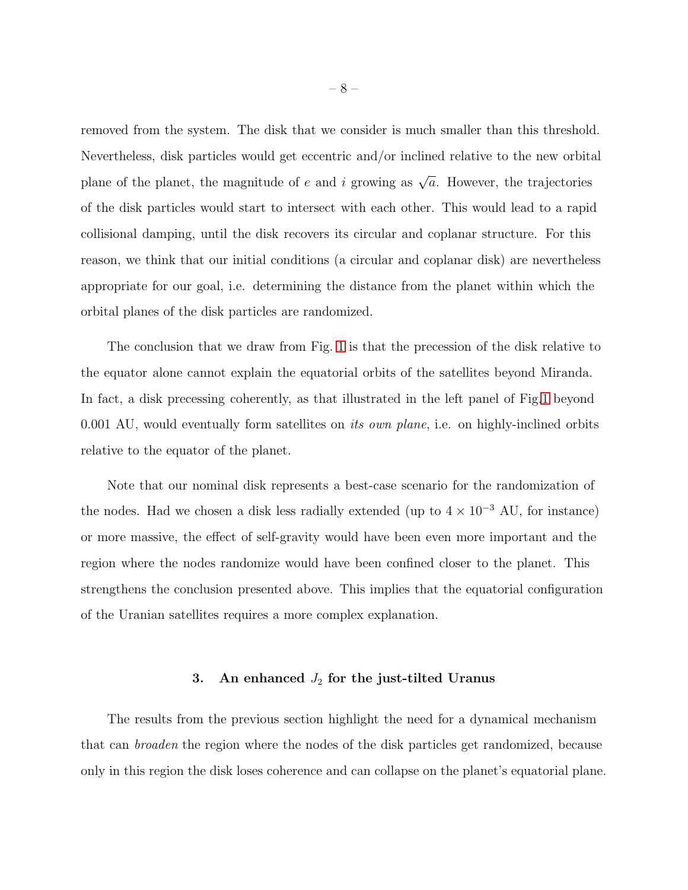removed from the system. The disk that we consider is much smaller than this threshold. Nevertheless, disk particles would get eccentric and/or inclined relative to the new orbital plane of the planet, the magnitude of $e$ and $i$ growing as $\sqrt{a}$. However, the trajectories of the disk particles would start to intersect with each other. This would lead to a rapid collisional damping, until the disk recovers its circular and coplanar structure. For this reason, we think that our initial conditions (a circular and coplanar disk) are nevertheless appropriate for our goal, i.e. determining the distance from the planet within which the orbital planes of the disk particles are randomized.

The conclusion that we draw from Fig. 1 is that the precession of the disk relative to the equator alone cannot explain the equatorial orbits of the satellites beyond Miranda. In fact, a disk precessing coherently, as that illustrated in the left panel of Fig.1 beyond 0.001 AU, would eventually form satellites on *its own plane*, i.e. on highly-inclined orbits relative to the equator of the planet.

Note that our nominal disk represents a best-case scenario for the randomization of the nodes. Had we chosen a disk less radially extended (up to $4 \times 10^{-3}$ AU, for instance) or more massive, the effect of self-gravity would have been even more important and the region where the nodes randomize would have been confined closer to the planet. This strengthens the conclusion presented above. This implies that the equatorial configuration of the Uranian satellites requires a more complex explanation.

## 3. An enhanced $J_2$ for the just-tilted Uranus

The results from the previous section highlight the need for a dynamical mechanism that can *broaden* the region where the nodes of the disk particles get randomized, because only in this region the disk loses coherence and can collapse on the planet's equatorial plane.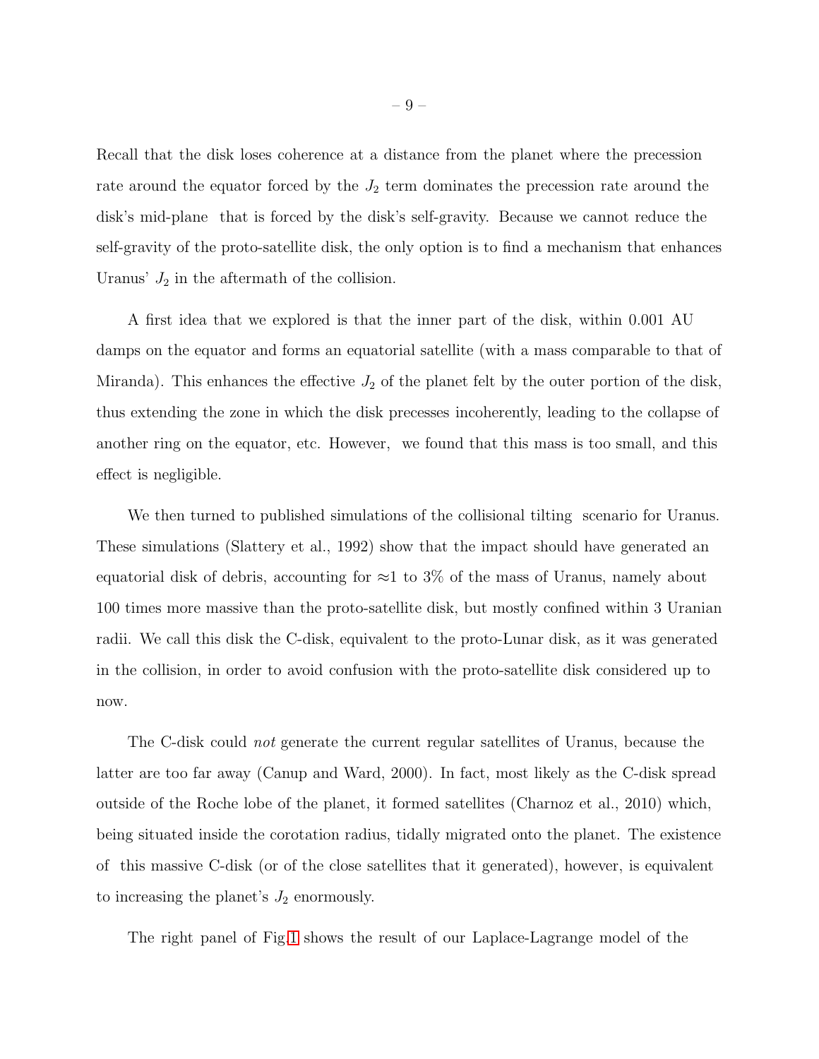Recall that the disk loses coherence at a distance from the planet where the precession rate around the equator forced by the $J_2$ term dominates the precession rate around the disk's mid-plane that is forced by the disk's self-gravity. Because we cannot reduce the self-gravity of the proto-satellite disk, the only option is to find a mechanism that enhances Uranus' $J_2$ in the aftermath of the collision.

A first idea that we explored is that the inner part of the disk, within 0.001 AU damps on the equator and forms an equatorial satellite (with a mass comparable to that of Miranda). This enhances the effective $J_2$ of the planet felt by the outer portion of the disk, thus extending the zone in which the disk precesses incoherently, leading to the collapse of another ring on the equator, etc. However, we found that this mass is too small, and this effect is negligible.

We then turned to published simulations of the collisional tilting scenario for Uranus. These simulations (Slattery et al., 1992) show that the impact should have generated an equatorial disk of debris, accounting for ≈1 to 3% of the mass of Uranus, namely about 100 times more massive than the proto-satellite disk, but mostly confined within 3 Uranian radii. We call this disk the C-disk, equivalent to the proto-Lunar disk, as it was generated in the collision, in order to avoid confusion with the proto-satellite disk considered up to now.

The C-disk could *not* generate the current regular satellites of Uranus, because the latter are too far away (Canup and Ward, 2000). In fact, most likely as the C-disk spread outside of the Roche lobe of the planet, it formed satellites (Charnoz et al., 2010) which, being situated inside the corotation radius, tidally migrated onto the planet. The existence of this massive C-disk (or of the close satellites that it generated), however, is equivalent to increasing the planet's $J_2$ enormously.

The right panel of Fig 1 shows the result of our Laplace-Lagrange model of the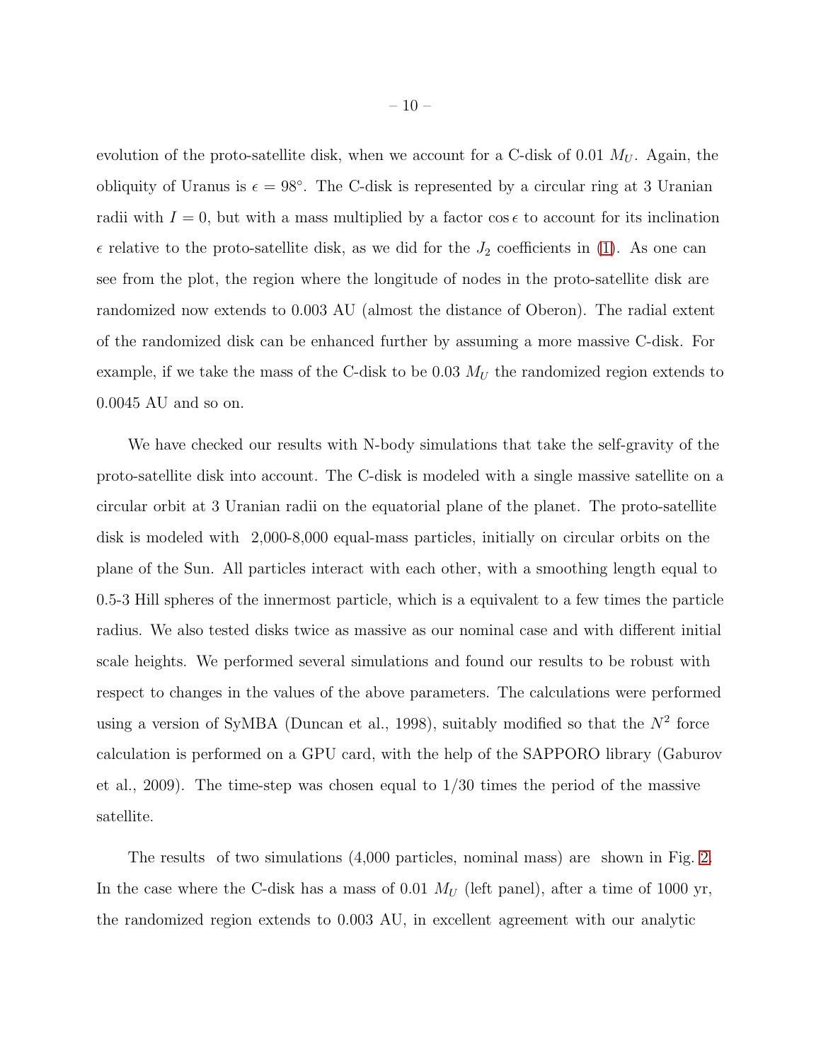evolution of the proto-satellite disk, when we account for a C-disk of 0.01 $M_U$. Again, the obliquity of Uranus is $\epsilon = 98°$. The C-disk is represented by a circular ring at 3 Uranian radii with $I = 0$, but with a mass multiplied by a factor $\cos\epsilon$ to account for its inclination $\epsilon$ relative to the proto-satellite disk, as we did for the $J_2$ coefficients in (1). As one can see from the plot, the region where the longitude of nodes in the proto-satellite disk are randomized now extends to 0.003 AU (almost the distance of Oberon). The radial extent of the randomized disk can be enhanced further by assuming a more massive C-disk. For example, if we take the mass of the C-disk to be 0.03 $M_U$ the randomized region extends to 0.0045 AU and so on.

We have checked our results with N-body simulations that take the self-gravity of the proto-satellite disk into account. The C-disk is modeled with a single massive satellite on a circular orbit at 3 Uranian radii on the equatorial plane of the planet. The proto-satellite disk is modeled with 2,000-8,000 equal-mass particles, initially on circular orbits on the plane of the Sun. All particles interact with each other, with a smoothing length equal to 0.5-3 Hill spheres of the innermost particle, which is a equivalent to a few times the particle radius. We also tested disks twice as massive as our nominal case and with different initial scale heights. We performed several simulations and found our results to be robust with respect to changes in the values of the above parameters. The calculations were performed using a version of SyMBA (Duncan et al., 1998), suitably modified so that the $N^2$ force calculation is performed on a GPU card, with the help of the SAPPORO library (Gaburov et al., 2009). The time-step was chosen equal to 1/30 times the period of the massive satellite.

The results of two simulations (4,000 particles, nominal mass) are shown in Fig. 2. In the case where the C-disk has a mass of 0.01 $M_U$ (left panel), after a time of 1000 yr, the randomized region extends to 0.003 AU, in excellent agreement with our analytic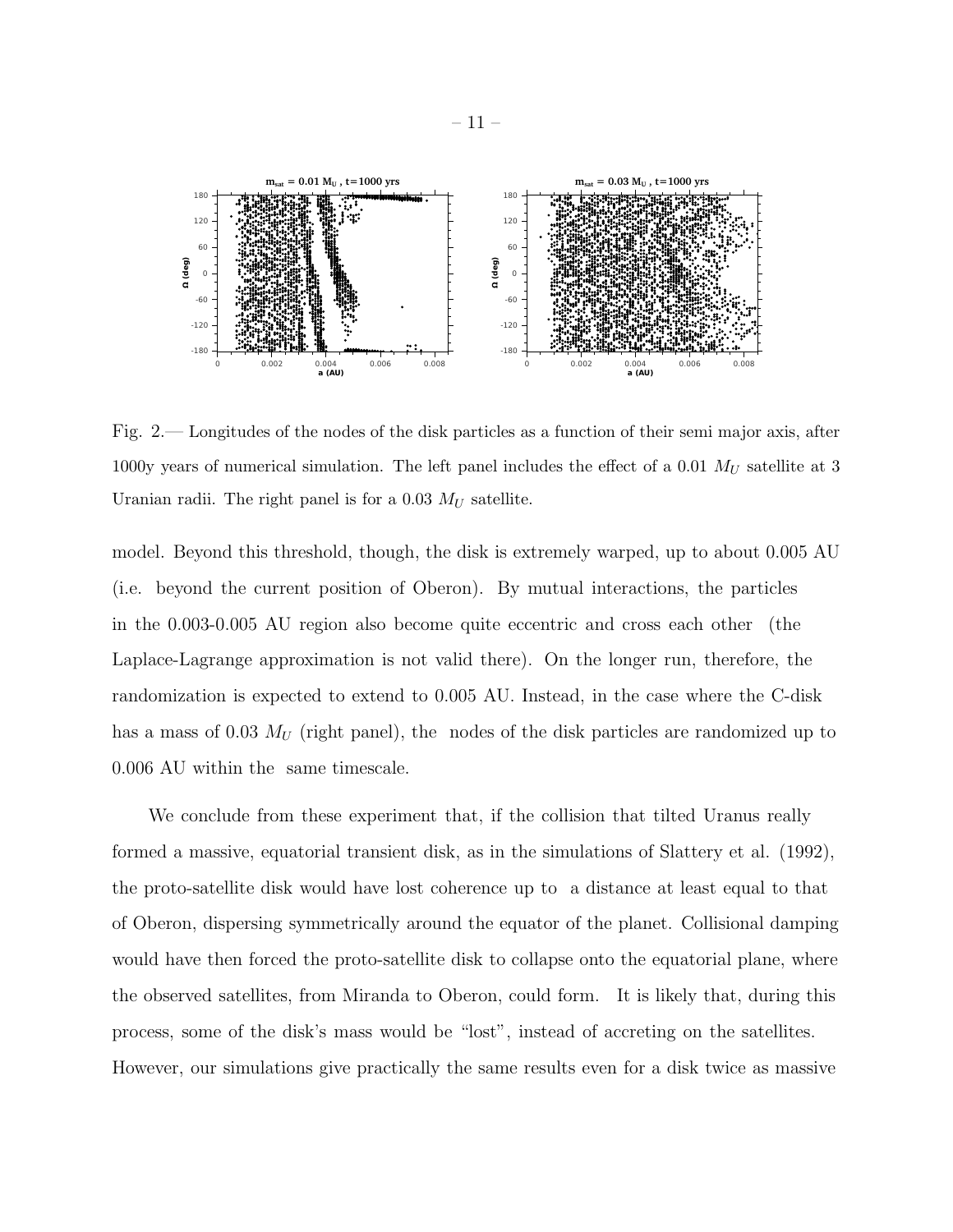Fig. 2.— Longitudes of the nodes of the disk particles as a function of their semi major axis, after 1000y years of numerical simulation. The left panel includes the effect of a 0.01 $M_U$ satellite at 3 Uranian radii. The right panel is for a 0.03 $M_U$ satellite.

model. Beyond this threshold, though, the disk is extremely warped, up to about 0.005 AU (i.e. beyond the current position of Oberon). By mutual interactions, the particles in the 0.003-0.005 AU region also become quite eccentric and cross each other (the Laplace-Lagrange approximation is not valid there). On the longer run, therefore, the randomization is expected to extend to 0.005 AU. Instead, in the case where the C-disk has a mass of 0.03 $M_U$ (right panel), the nodes of the disk particles are randomized up to 0.006 AU within the same timescale.

We conclude from these experiment that, if the collision that tilted Uranus really formed a massive, equatorial transient disk, as in the simulations of Slattery et al. (1992), the proto-satellite disk would have lost coherence up to a distance at least equal to that of Oberon, dispersing symmetrically around the equator of the planet. Collisional damping would have then forced the proto-satellite disk to collapse onto the equatorial plane, where the observed satellites, from Miranda to Oberon, could form. It is likely that, during this process, some of the disk's mass would be "lost", instead of accreting on the satellites. However, our simulations give practically the same results even for a disk twice as massive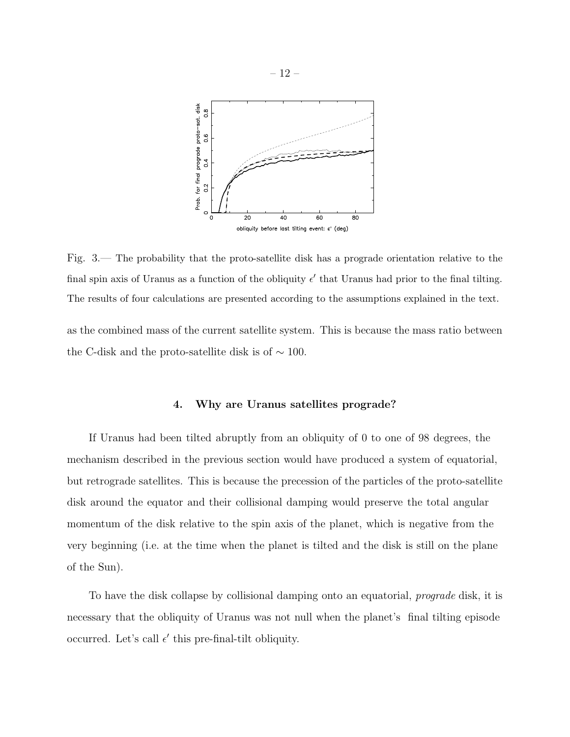Fig. 3.— The probability that the proto-satellite disk has a prograde orientation relative to the final spin axis of Uranus as a function of the obliquity $\epsilon'$ that Uranus had prior to the final tilting. The results of four calculations are presented according to the assumptions explained in the text.

as the combined mass of the current satellite system. This is because the mass ratio between the C-disk and the proto-satellite disk is of $\sim 100$.

## 4. Why are Uranus satellites prograde?

If Uranus had been tilted abruptly from an obliquity of 0 to one of 98 degrees, the mechanism described in the previous section would have produced a system of equatorial, but retrograde satellites. This is because the precession of the particles of the proto-satellite disk around the equator and their collisional damping would preserve the total angular momentum of the disk relative to the spin axis of the planet, which is negative from the very beginning (i.e. at the time when the planet is tilted and the disk is still on the plane of the Sun).

To have the disk collapse by collisional damping onto an equatorial, *prograde* disk, it is necessary that the obliquity of Uranus was not null when the planet's final tilting episode occurred. Let's call $\epsilon'$ this pre-final-tilt obliquity.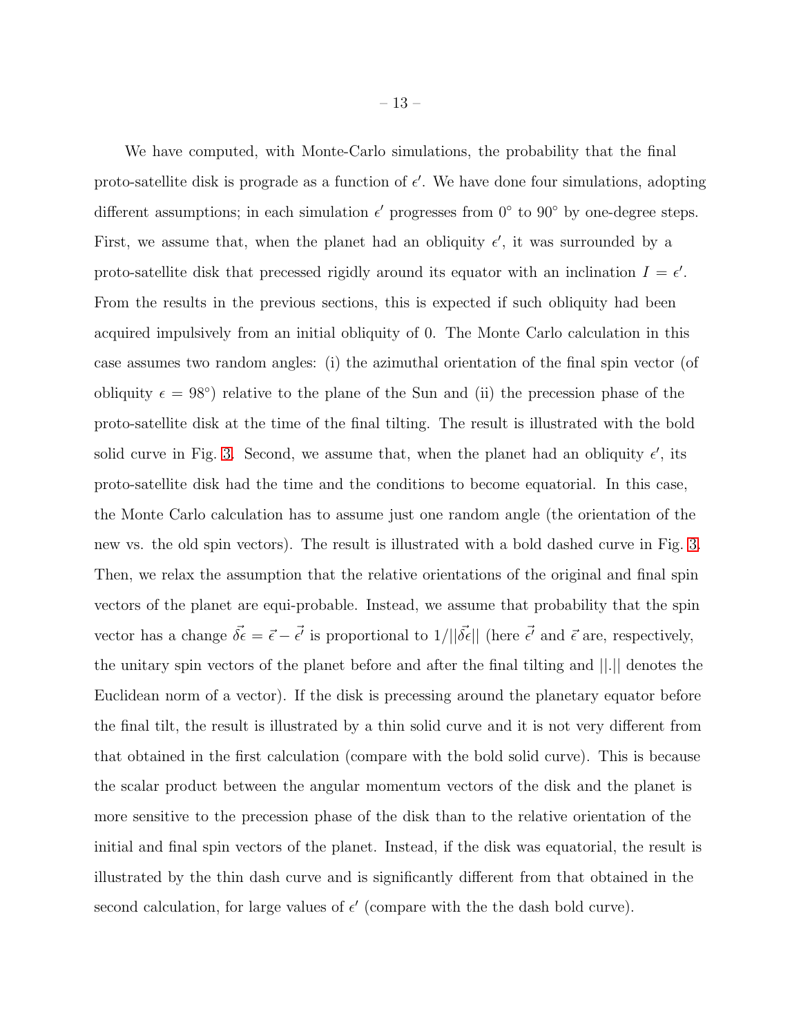We have computed, with Monte-Carlo simulations, the probability that the final proto-satellite disk is prograde as a function of $\epsilon'$. We have done four simulations, adopting different assumptions; in each simulation $\epsilon'$ progresses from $0^\circ$ to $90^\circ$ by one-degree steps. First, we assume that, when the planet had an obliquity $\epsilon'$, it was surrounded by a proto-satellite disk that precessed rigidly around its equator with an inclination $I = \epsilon'$. From the results in the previous sections, this is expected if such obliquity had been acquired impulsively from an initial obliquity of 0. The Monte Carlo calculation in this case assumes two random angles: (i) the azimuthal orientation of the final spin vector (of obliquity $\epsilon = 98^\circ$) relative to the plane of the Sun and (ii) the precession phase of the proto-satellite disk at the time of the final tilting. The result is illustrated with the bold solid curve in Fig. 3. Second, we assume that, when the planet had an obliquity $\epsilon'$, its proto-satellite disk had the time and the conditions to become equatorial. In this case, the Monte Carlo calculation has to assume just one random angle (the orientation of the new vs. the old spin vectors). The result is illustrated with a bold dashed curve in Fig. 3. Then, we relax the assumption that the relative orientations of the original and final spin vectors of the planet are equi-probable. Instead, we assume that probability that the spin vector has a change $\vec{\delta\epsilon} = \vec{\epsilon} - \vec{\epsilon'}$ is proportional to $1/||\vec{\delta\epsilon}||$ (here $\vec{\epsilon'}$ and $\vec{\epsilon}$ are, respectively, the unitary spin vectors of the planet before and after the final tilting and $||.||$ denotes the Euclidean norm of a vector). If the disk is precessing around the planetary equator before the final tilt, the result is illustrated by a thin solid curve and it is not very different from that obtained in the first calculation (compare with the bold solid curve). This is because the scalar product between the angular momentum vectors of the disk and the planet is more sensitive to the precession phase of the disk than to the relative orientation of the initial and final spin vectors of the planet. Instead, if the disk was equatorial, the result is illustrated by the thin dash curve and is significantly different from that obtained in the second calculation, for large values of $\epsilon'$ (compare with the the dash bold curve).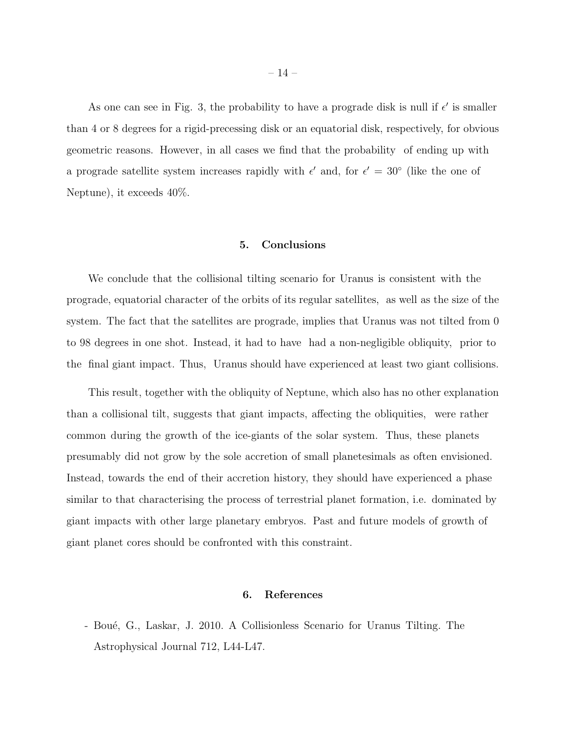As one can see in Fig. 3, the probability to have a prograde disk is null if $\epsilon'$ is smaller than 4 or 8 degrees for a rigid-precessing disk or an equatorial disk, respectively, for obvious geometric reasons. However, in all cases we find that the probability of ending up with a prograde satellite system increases rapidly with $\epsilon'$ and, for $\epsilon' = 30^\circ$ (like the one of Neptune), it exceeds 40%.

## 5. Conclusions

We conclude that the collisional tilting scenario for Uranus is consistent with the prograde, equatorial character of the orbits of its regular satellites, as well as the size of the system. The fact that the satellites are prograde, implies that Uranus was not tilted from 0 to 98 degrees in one shot. Instead, it had to have had a non-negligible obliquity, prior to the final giant impact. Thus, Uranus should have experienced at least two giant collisions.

This result, together with the obliquity of Neptune, which also has no other explanation than a collisional tilt, suggests that giant impacts, affecting the obliquities, were rather common during the growth of the ice-giants of the solar system. Thus, these planets presumably did not grow by the sole accretion of small planetesimals as often envisioned. Instead, towards the end of their accretion history, they should have experienced a phase similar to that characterising the process of terrestrial planet formation, i.e. dominated by giant impacts with other large planetary embryos. Past and future models of growth of giant planet cores should be confronted with this constraint.

## 6. References

- Boué, G., Laskar, J. 2010. A Collisionless Scenario for Uranus Tilting. The Astrophysical Journal 712, L44-L47.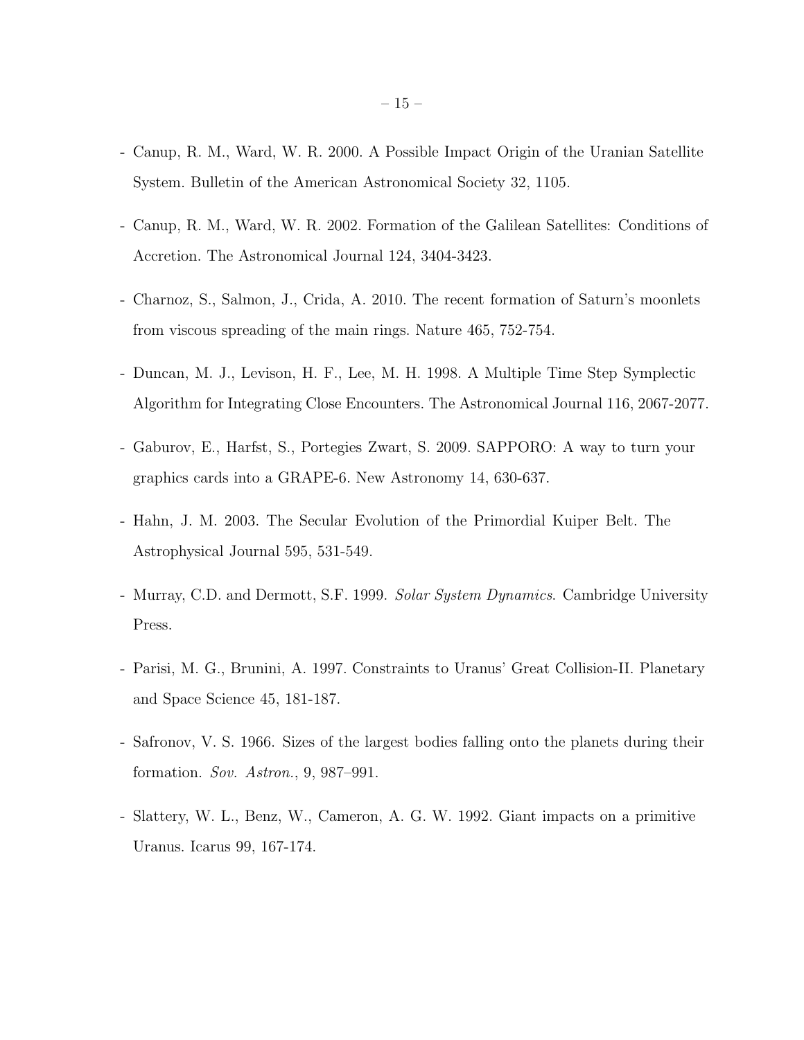- Canup, R. M., Ward, W. R. 2000. A Possible Impact Origin of the Uranian Satellite System. Bulletin of the American Astronomical Society 32, 1105.

- Canup, R. M., Ward, W. R. 2002. Formation of the Galilean Satellites: Conditions of Accretion. The Astronomical Journal 124, 3404-3423.

- Charnoz, S., Salmon, J., Crida, A. 2010. The recent formation of Saturn's moonlets from viscous spreading of the main rings. Nature 465, 752-754.

- Duncan, M. J., Levison, H. F., Lee, M. H. 1998. A Multiple Time Step Symplectic Algorithm for Integrating Close Encounters. The Astronomical Journal 116, 2067-2077.

- Gaburov, E., Harfst, S., Portegies Zwart, S. 2009. SAPPORO: A way to turn your graphics cards into a GRAPE-6. New Astronomy 14, 630-637.

- Hahn, J. M. 2003. The Secular Evolution of the Primordial Kuiper Belt. The Astrophysical Journal 595, 531-549.

- Murray, C.D. and Dermott, S.F. 1999. *Solar System Dynamics*. Cambridge University Press.

- Parisi, M. G., Brunini, A. 1997. Constraints to Uranus' Great Collision-II. Planetary and Space Science 45, 181-187.

- Safronov, V. S. 1966. Sizes of the largest bodies falling onto the planets during their formation. *Sov. Astron.*, 9, 987–991.

- Slattery, W. L., Benz, W., Cameron, A. G. W. 1992. Giant impacts on a primitive Uranus. Icarus 99, 167-174.